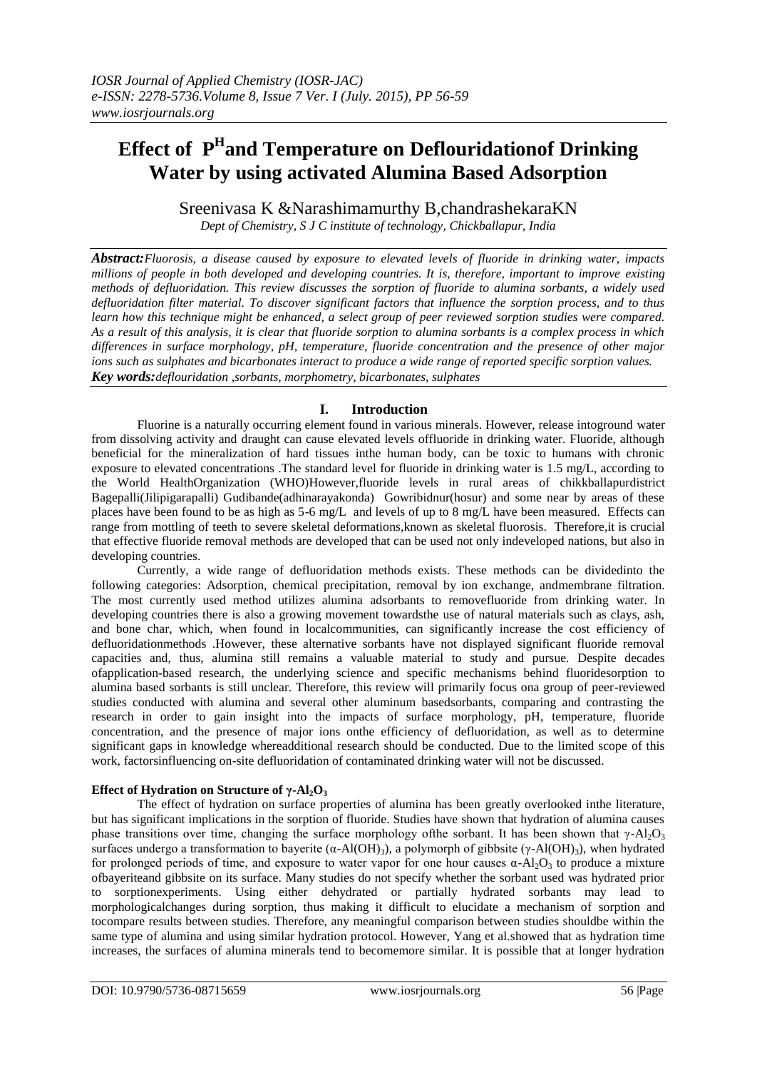# Effect of $P^H$ and Temperature on Deflouridationof Drinking Water by using activated Alumina Based Adsorption

Sreenivasa K &Narashimamurthy B,chandrashekaraKN

*Dept of Chemistry, S J C institute of technology, Chickballapur, India*

***Abstract:*** *Fluorosis, a disease caused by exposure to elevated levels of fluoride in drinking water, impacts millions of people in both developed and developing countries. It is, therefore, important to improve existing methods of defluoridation. This review discusses the sorption of fluoride to alumina sorbants, a widely used defluoridation filter material. To discover significant factors that influence the sorption process, and to thus learn how this technique might be enhanced, a select group of peer reviewed sorption studies were compared. As a result of this analysis, it is clear that fluoride sorption to alumina sorbants is a complex process in which differences in surface morphology, pH, temperature, fluoride concentration and the presence of other major ions such as sulphates and bicarbonates interact to produce a wide range of reported specific sorption values.*

***Key words:*** *deflouridation ,sorbants, morphometry, bicarbonates, sulphates*

## I. Introduction

Fluorine is a naturally occurring element found in various minerals. However, release intoground water from dissolving activity and draught can cause elevated levels offluoride in drinking water. Fluoride, although beneficial for the mineralization of hard tissues inthe human body, can be toxic to humans with chronic exposure to elevated concentrations .The standard level for fluoride in drinking water is 1.5 mg/L, according to the World HealthOrganization (WHO)However,fluoride levels in rural areas of chikkballapurdistrict Bagepalli(Jilipigarapalli) Gudibande(adhinarayakonda) Gowribidnur(hosur) and some near by areas of these places have been found to be as high as 5-6 mg/L and levels of up to 8 mg/L have been measured. Effects can range from mottling of teeth to severe skeletal deformations,known as skeletal fluorosis. Therefore,it is crucial that effective fluoride removal methods are developed that can be used not only indeveloped nations, but also in developing countries.

Currently, a wide range of defluoridation methods exists. These methods can be dividedinto the following categories: Adsorption, chemical precipitation, removal by ion exchange, andmembrane filtration. The most currently used method utilizes alumina adsorbants to removefluoride from drinking water. In developing countries there is also a growing movement towardsthe use of natural materials such as clays, ash, and bone char, which, when found in localcommunities, can significantly increase the cost efficiency of defluoridationmethods .However, these alternative sorbants have not displayed significant fluoride removal capacities and, thus, alumina still remains a valuable material to study and pursue. Despite decades ofapplication-based research, the underlying science and specific mechanisms behind fluoridesorption to alumina based sorbants is still unclear. Therefore, this review will primarily focus ona group of peer-reviewed studies conducted with alumina and several other aluminum basedsorbants, comparing and contrasting the research in order to gain insight into the impacts of surface morphology, pH, temperature, fluoride concentration, and the presence of major ions onthe efficiency of defluoridation, as well as to determine significant gaps in knowledge whereadditional research should be conducted. Due to the limited scope of this work, factorsinfluencing on-site defluoridation of contaminated drinking water will not be discussed.

### Effect of Hydration on Structure of $\gamma$-$Al_2O_3$

The effect of hydration on surface properties of alumina has been greatly overlooked inthe literature, but has significant implications in the sorption of fluoride. Studies have shown that hydration of alumina causes phase transitions over time, changing the surface morphology ofthe sorbant. It has been shown that $\gamma$-$Al_2O_3$ surfaces undergo a transformation to bayerite ($\alpha$-$Al(OH)_3$), a polymorph of gibbsite ($\gamma$-$Al(OH)_3$), when hydrated for prolonged periods of time, and exposure to water vapor for one hour causes $\alpha$-$Al_2O_3$ to produce a mixture ofbayeriteand gibbsite on its surface. Many studies do not specify whether the sorbant used was hydrated prior to sorptionexperiments. Using either dehydrated or partially hydrated sorbants may lead to morphologicalchanges during sorption, thus making it difficult to elucidate a mechanism of sorption and tocompare results between studies. Therefore, any meaningful comparison between studies shouldbe within the same type of alumina and using similar hydration protocol. However, Yang et al.showed that as hydration time increases, the surfaces of alumina minerals tend to becomemore similar. It is possible that at longer hydration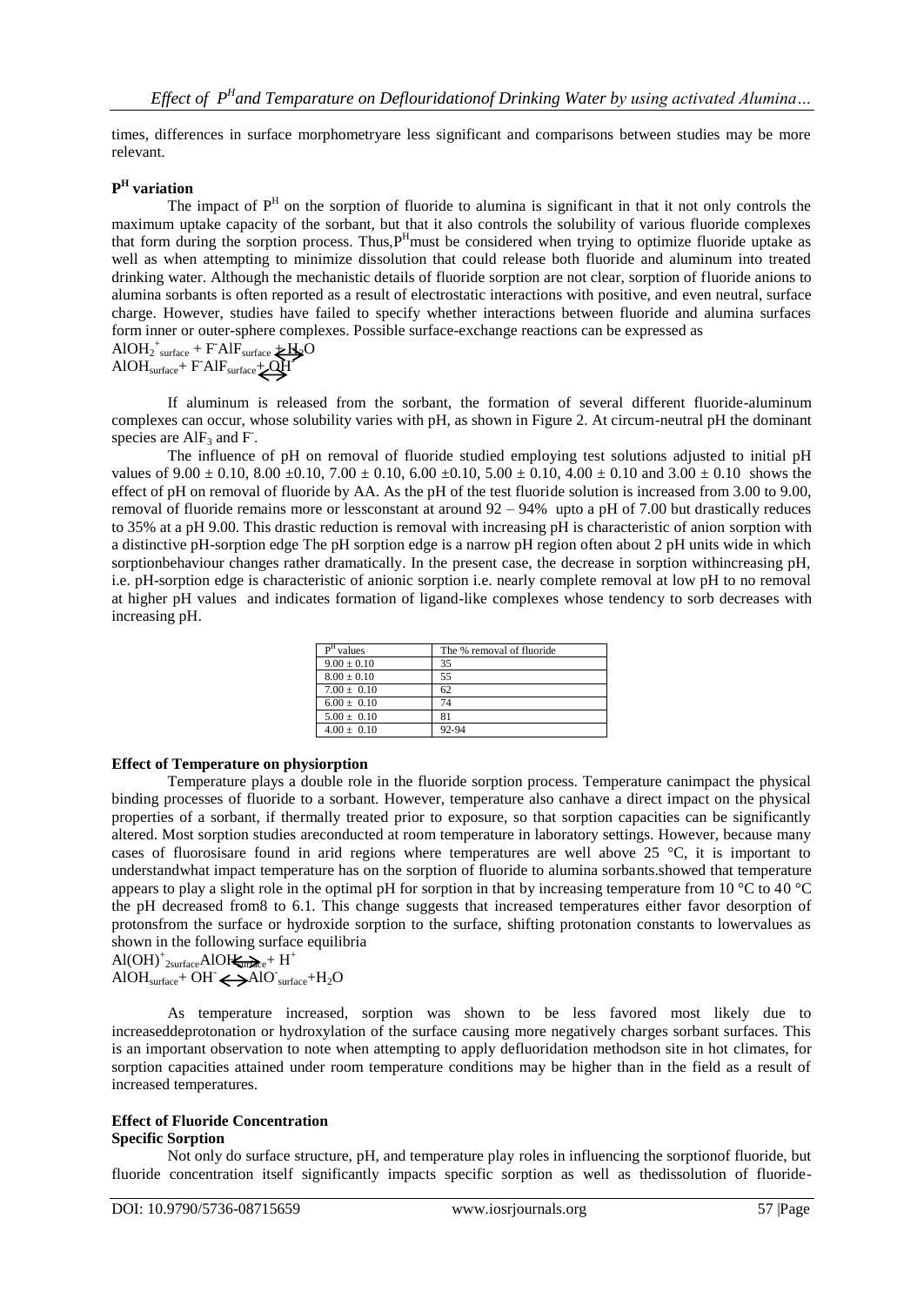times, differences in surface morphometryare less significant and comparisons between studies may be more relevant.

**$P^H$ variation**

The impact of $P^H$ on the sorption of fluoride to alumina is significant in that it not only controls the maximum uptake capacity of the sorbant, but that it also controls the solubility of various fluoride complexes that form during the sorption process. Thus,$P^H$must be considered when trying to optimize fluoride uptake as well as when attempting to minimize dissolution that could release both fluoride and aluminum into treated drinking water. Although the mechanistic details of fluoride sorption are not clear, sorption of fluoride anions to alumina sorbants is often reported as a result of electrostatic interactions with positive, and even neutral, surface charge. However, studies have failed to specify whether interactions between fluoride and alumina surfaces form inner or outer-sphere complexes. Possible surface-exchange reactions can be expressed as

$$AlOH_2^+{}_{surface} + F^- \leftrightarrow AlF_{surface} + H_2O$$

$$AlOH_{surface} + F^- \leftrightarrow AlF_{surface} + OH^-$$

If aluminum is released from the sorbent, the formation of several different fluoride-aluminum complexes can occur, whose solubility varies with pH, as shown in Figure 2. At circum-neutral pH the dominant species are $AlF_3$ and $F^-$.

The influence of pH on removal of fluoride studied employing test solutions adjusted to initial pH values of $9.00 \pm 0.10$, $8.00 \pm 0.10$, $7.00 \pm 0.10$, $6.00 \pm 0.10$, $5.00 \pm 0.10$, $4.00 \pm 0.10$ and $3.00 \pm 0.10$ shows the effect of pH on removal of fluoride by AA. As the pH of the test fluoride solution is increased from 3.00 to 9.00, removal of fluoride remains more or lessconstant at around 92 – 94% upto a pH of 7.00 but drastically reduces to 35% at a pH 9.00. This drastic reduction is removal with increasing pH is characteristic of anion sorption with a distinctive pH-sorption edge The pH sorption edge is a narrow pH region often about 2 pH units wide in which sorptionbehaviour changes rather dramatically. In the present case, the decrease in sorption withincreasing pH, i.e. pH-sorption edge is characteristic of anionic sorption i.e. nearly complete removal at low pH to no removal at higher pH values and indicates formation of ligand-like complexes whose tendency to sorb decreases with increasing pH.

| $P^H$ values | The % removal of fluoride |
|---|---|
| $9.00 \pm 0.10$ | 35 |
| $8.00 \pm 0.10$ | 55 |
| $7.00 \pm 0.10$ | 62 |
| $6.00 \pm 0.10$ | 74 |
| $5.00 \pm 0.10$ | 81 |
| $4.00 \pm 0.10$ | 92-94 |

**Effect of Temperature on physiorption**

Temperature plays a double role in the fluoride sorption process. Temperature canimpact the physical binding processes of fluoride to a sorbant. However, temperature also canhave a direct impact on the physical properties of a sorbant, if thermally treated prior to exposure, so that sorption capacities can be significantly altered. Most sorption studies areconducted at room temperature in laboratory settings. However, because many cases of fluorosisare found in arid regions where temperatures are well above 25 °C, it is important to understandwhat impact temperature has on the sorption of fluoride to alumina sorbants.showed that temperature appears to play a slight role in the optimal pH for sorption in that by increasing temperature from 10 °C to 40 °C the pH decreased from8 to 6.1. This change suggests that increased temperatures either favor desorption of protonsfrom the surface or hydroxide sorption to the surface, shifting protonation constants to lowervalues as shown in the following surface equilibria

$$Al(OH)^+{}_{2surface} \leftrightarrow AlOH_{surface} + H^+$$

$$AlOH_{surface} + OH^- \leftrightarrow AlO^-{}_{surface} + H_2O$$

As temperature increased, sorption was shown to be less favored most likely due to increaseddeprotonation or hydroxylation of the surface causing more negatively charges sorbant surfaces. This is an important observation to note when attempting to apply defluoridation methodson site in hot climates, for sorption capacities attained under room temperature conditions may be higher than in the field as a result of increased temperatures.

**Effect of Fluoride Concentration**

**Specific Sorption**

Not only do surface structure, pH, and temperature play roles in influencing the sorptionof fluoride, but fluoride concentration itself significantly impacts specific sorption as well as thedissolution of fluoride-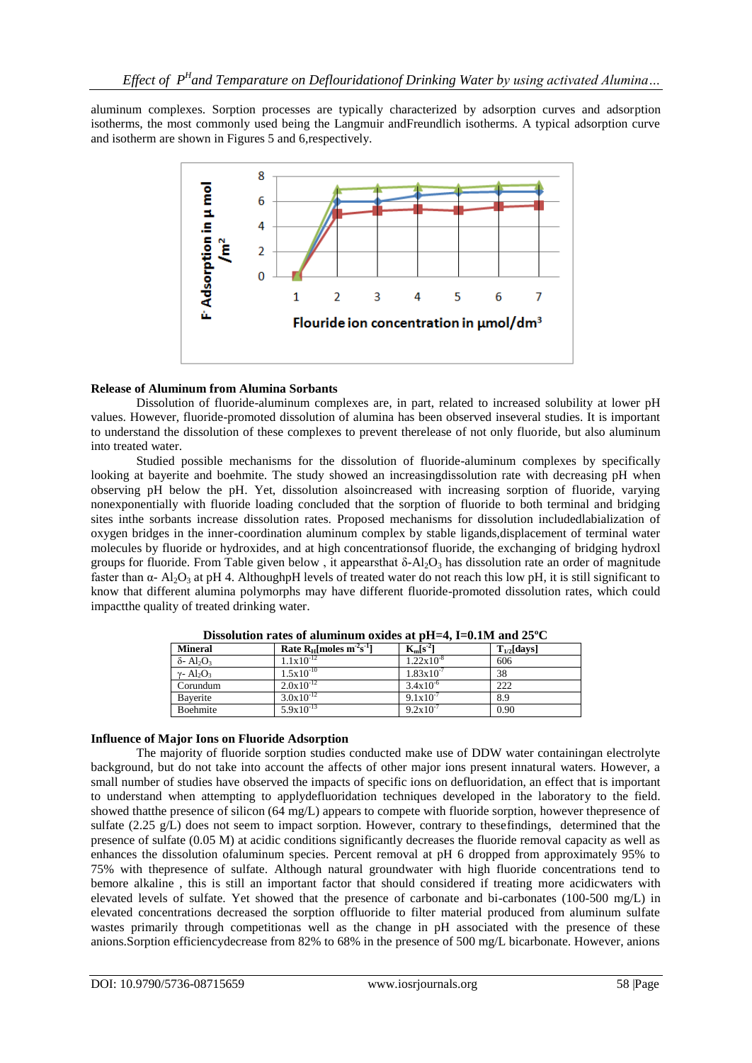aluminum complexes. Sorption processes are typically characterized by adsorption curves and adsorption isotherms, the most commonly used being the Langmuir andFreundlich isotherms. A typical adsorption curve and isotherm are shown in Figures 5 and 6,respectively.

### Release of Aluminum from Alumina Sorbants

Dissolution of fluoride-aluminum complexes are, in part, related to increased solubility at lower pH values. However, fluoride-promoted dissolution of alumina has been observed inseveral studies. It is important to understand the dissolution of these complexes to prevent therelease of not only fluoride, but also aluminum into treated water.

Studied possible mechanisms for the dissolution of fluoride-aluminum complexes by specifically looking at bayerite and boehmite. The study showed an increasingdissolution rate with decreasing pH when observing pH below the pH. Yet, dissolution alsoincreased with increasing sorption of fluoride, varying nonexponentially with fluoride loading concluded that the sorption of fluoride to both terminal and bridging sites inthe sorbants increase dissolution rates. Proposed mechanisms for dissolution includedlabialization of oxygen bridges in the inner-coordination aluminum complex by stable ligands,displacement of terminal water molecules by fluoride or hydroxides, and at high concentrationsof fluoride, the exchanging of bridging hydroxl groups for fluoride. From Table given below , it appearsthat δ-$Al_2O_3$ has dissolution rate an order of magnitude faster than α- $Al_2O_3$ at pH 4. AlthoughpH levels of treated water do not reach this low pH, it is still significant to know that different alumina polymorphs may have different fluoride-promoted dissolution rates, which could impactthe quality of treated drinking water.

**Dissolution rates of aluminum oxides at pH=4, I=0.1M and 25ºC**

| Mineral | Rate $R_H$[moles $m^{-2}s^{-1}$] | $K_m[s^{-2}]$ | $T_{1/2}$[days] |
|---|---|---|---|
| δ- $Al_2O_3$ | $1.1x10^{-12}$ | $1.22x10^{-8}$ | 606 |
| γ- $Al_2O_3$ | $1.5x10^{-10}$ | $1.83x10^{-7}$ | 38 |
| Corundum | $2.0x10^{-12}$ | $3.4x10^{-6}$ | 222 |
| Bayerite | $3.0x10^{-12}$ | $9.1x10^{-7}$ | 8.9 |
| Boehmite | $5.9x10^{-13}$ | $9.2x10^{-7}$ | 0.90 |

### Influence of Major Ions on Fluoride Adsorption

The majority of fluoride sorption studies conducted make use of DDW water containingan electrolyte background, but do not take into account the affects of other major ions present innatural waters. However, a small number of studies have observed the impacts of specific ions on defluoridation, an effect that is important to understand when attempting to applydefluoridation techniques developed in the laboratory to the field. showed thatthe presence of silicon (64 mg/L) appears to compete with fluoride sorption, however thepresence of sulfate (2.25 g/L) does not seem to impact sorption. However, contrary to thesefindings, determined that the presence of sulfate (0.05 M) at acidic conditions significantly decreases the fluoride removal capacity as well as enhances the dissolution ofaluminum species. Percent removal at pH 6 dropped from approximately 95% to 75% with thepresence of sulfate. Although natural groundwater with high fluoride concentrations tend to bemore alkaline , this is still an important factor that should considered if treating more acidicwaters with elevated levels of sulfate. Yet showed that the presence of carbonate and bi-carbonates (100-500 mg/L) in elevated concentrations decreased the sorption offluoride to filter material produced from aluminum sulfate wastes primarily through competitionas well as the change in pH associated with the presence of these anions.Sorption efficiencydecrease from 82% to 68% in the presence of 500 mg/L bicarbonate. However, anions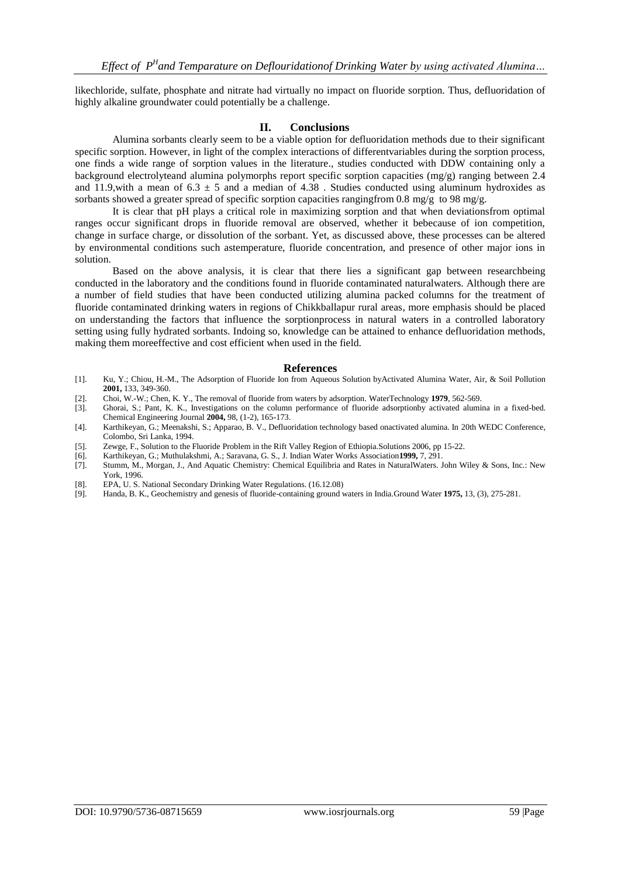likechloride, sulfate, phosphate and nitrate had virtually no impact on fluoride sorption. Thus, defluoridation of highly alkaline groundwater could potentially be a challenge.

## II. Conclusions

Alumina sorbants clearly seem to be a viable option for defluoridation methods due to their significant specific sorption. However, in light of the complex interactions of differentvariables during the sorption process, one finds a wide range of sorption values in the literature., studies conducted with DDW containing only a background electrolyteand alumina polymorphs report specific sorption capacities (mg/g) ranging between 2.4 and 11.9,with a mean of $6.3 \pm 5$ and a median of 4.38 . Studies conducted using aluminum hydroxides as sorbants showed a greater spread of specific sorption capacities rangingfrom 0.8 mg/g to 98 mg/g.

It is clear that pH plays a critical role in maximizing sorption and that when deviationsfrom optimal ranges occur significant drops in fluoride removal are observed, whether it bebecause of ion competition, change in surface charge, or dissolution of the sorbant. Yet, as discussed above, these processes can be altered by environmental conditions such astemperature, fluoride concentration, and presence of other major ions in solution.

Based on the above analysis, it is clear that there lies a significant gap between researchbeing conducted in the laboratory and the conditions found in fluoride contaminated naturalwaters. Although there are a number of field studies that have been conducted utilizing alumina packed columns for the treatment of fluoride contaminated drinking waters in regions of Chikkballapur rural areas, more emphasis should be placed on understanding the factors that influence the sorptionprocess in natural waters in a controlled laboratory setting using fully hydrated sorbants. Indoing so, knowledge can be attained to enhance defluoridation methods, making them moreeffective and cost efficient when used in the field.

## References

[1]. Ku, Y.; Chiou, H.-M., The Adsorption of Fluoride Ion from Aqueous Solution byActivated Alumina Water, Air, & Soil Pollution **2001,** 133, 349-360.
[2]. Choi, W.-W.; Chen, K. Y., The removal of fluoride from waters by adsorption. WaterTechnology **1979**, 562-569.
[3]. Ghorai, S.; Pant, K. K., Investigations on the column performance of fluoride adsorptionby activated alumina in a fixed-bed. Chemical Engineering Journal **2004,** 98, (1-2), 165-173.
[4]. Karthikeyan, G.; Meenakshi, S.; Apparao, B. V., Defluoridation technology based onactivated alumina. In 20th WEDC Conference, Colombo, Sri Lanka, 1994.
[5]. Zewge, F., Solution to the Fluoride Problem in the Rift Valley Region of Ethiopia.Solutions 2006, pp 15-22.
[6]. Karthikeyan, G.; Muthulakshmi, A.; Saravana, G. S., J. Indian Water Works Association**1999,** 7, 291.
[7]. Stumm, M., Morgan, J., And Aquatic Chemistry: Chemical Equilibria and Rates in NaturalWaters. John Wiley & Sons, Inc.: New York, 1996.
[8]. EPA, U. S. National Secondary Drinking Water Regulations. (16.12.08)
[9]. Handa, B. K., Geochemistry and genesis of fluoride-containing ground waters in India.Ground Water **1975,** 13, (3), 275-281.